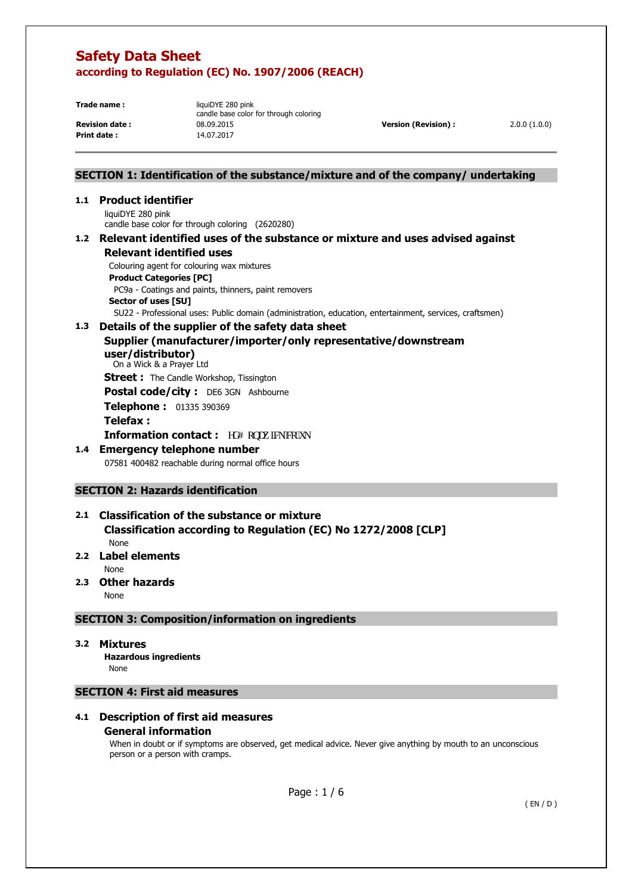# Safety Data Sheet

## according to Regulation (EC) No. 1907/2006 (REACH)

**Trade name :** liquiDYE 280 pink
candle base color for through coloring

**Revision date :** 08.09.2015 **Version (Revision) :** 2.0.0 (1.0.0)

**Print date :** 14.07.2017

## SECTION 1: Identification of the substance/mixture and of the company/ undertaking

### 1.1 Product identifier

liquiDYE 280 pink
candle base color for through coloring (2620280)

### 1.2 Relevant identified uses of the substance or mixture and uses advised against

**Relevant identified uses**

Colouring agent for colouring wax mixtures

**Product Categories [PC]**

PC9a - Coatings and paints, thinners, paint removers

**Sector of uses [SU]**

SU22 - Professional uses: Public domain (administration, education, entertainment, services, craftsmen)

### 1.3 Details of the supplier of the safety data sheet

**Supplier (manufacturer/importer/only representative/downstream user/distributor)**

On a Wick & a Prayer Ltd

**Street :** The Candle Workshop, Tissington

**Postal code/city :** DE6 3GN Ashbourne

**Telephone :** 01335 390369

**Telefax :**

**Information contact :** HG# RQDZ IFNFRXN

### 1.4 Emergency telephone number

07581 400482 reachable during normal office hours

## SECTION 2: Hazards identification

### 2.1 Classification of the substance or mixture

**Classification according to Regulation (EC) No 1272/2008 [CLP]**

None

### 2.2 Label elements

None

### 2.3 Other hazards

None

## SECTION 3: Composition/information on ingredients

### 3.2 Mixtures

**Hazardous ingredients**

None

## SECTION 4: First aid measures

### 4.1 Description of first aid measures

**General information**

When in doubt or if symptoms are observed, get medical advice. Never give anything by mouth to an unconscious person or a person with cramps.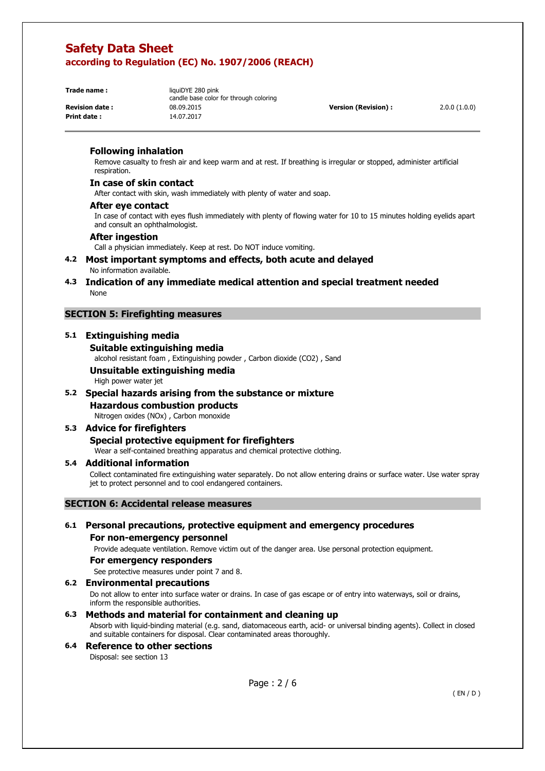#### Following inhalation

Remove casualty to fresh air and keep warm and at rest. If breathing is irregular or stopped, administer artificial respiration.

#### In case of skin contact

After contact with skin, wash immediately with plenty of water and soap.

#### After eye contact

In case of contact with eyes flush immediately with plenty of flowing water for 10 to 15 minutes holding eyelids apart and consult an ophthalmologist.

#### After ingestion

Call a physician immediately. Keep at rest. Do NOT induce vomiting.

### 4.2 Most important symptoms and effects, both acute and delayed

No information available.

### 4.3 Indication of any immediate medical attention and special treatment needed

None

## SECTION 5: Firefighting measures

### 5.1 Extinguishing media

#### Suitable extinguishing media

alcohol resistant foam , Extinguishing powder , Carbon dioxide ($CO_2$) , Sand

#### Unsuitable extinguishing media

High power water jet

### 5.2 Special hazards arising from the substance or mixture

#### Hazardous combustion products

Nitrogen oxides ($NO_x$) , Carbon monoxide

### 5.3 Advice for firefighters

#### Special protective equipment for firefighters

Wear a self-contained breathing apparatus and chemical protective clothing.

### 5.4 Additional information

Collect contaminated fire extinguishing water separately. Do not allow entering drains or surface water. Use water spray jet to protect personnel and to cool endangered containers.

## SECTION 6: Accidental release measures

### 6.1 Personal precautions, protective equipment and emergency procedures

#### For non-emergency personnel

Provide adequate ventilation. Remove victim out of the danger area. Use personal protection equipment.

#### For emergency responders

See protective measures under point 7 and 8.

### 6.2 Environmental precautions

Do not allow to enter into surface water or drains. In case of gas escape or of entry into waterways, soil or drains, inform the responsible authorities.

### 6.3 Methods and material for containment and cleaning up

Absorb with liquid-binding material (e.g. sand, diatomaceous earth, acid- or universal binding agents). Collect in closed and suitable containers for disposal. Clear contaminated areas thoroughly.

### 6.4 Reference to other sections

Disposal: see section 13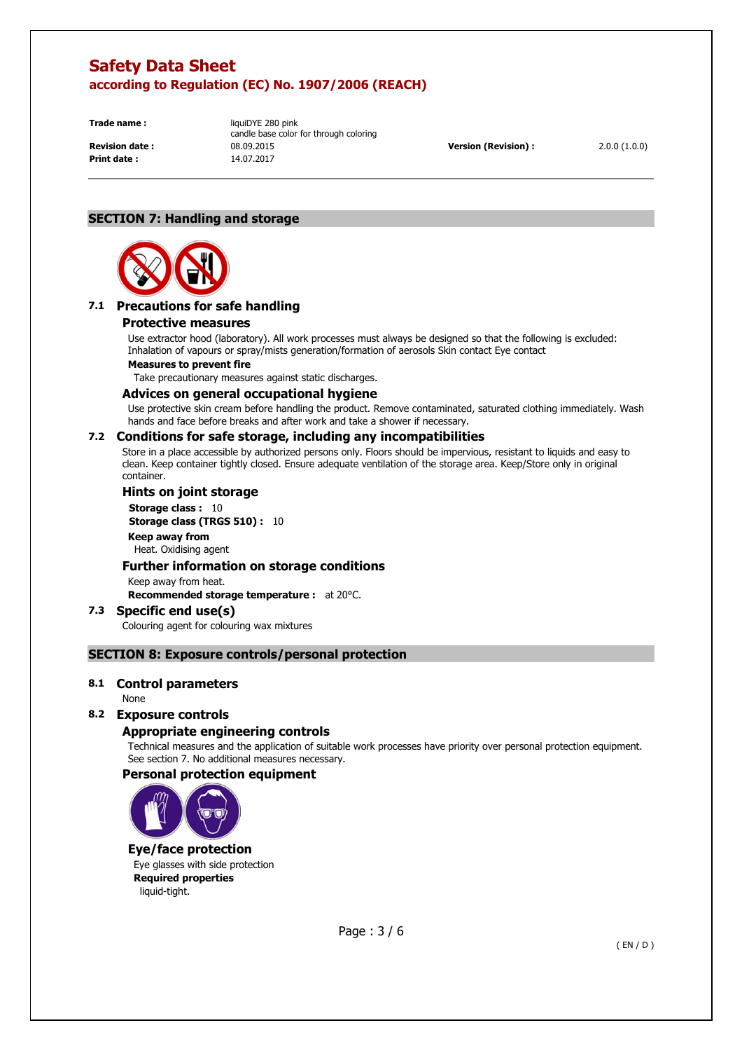# Safety Data Sheet

**according to Regulation (EC) No. 1907/2006 (REACH)**

| | | | |
|---|---|---|---|
| **Trade name :** | liquiDYE 280 pink<br>candle base color for through coloring | | |
| **Revision date :** | 08.09.2015 | **Version (Revision) :** | 2.0.0 (1.0.0) |
| **Print date :** | 14.07.2017 | | |

## SECTION 7: Handling and storage

### 7.1 Precautions for safe handling

#### Protective measures

Use extractor hood (laboratory). All work processes must always be designed so that the following is excluded: Inhalation of vapours or spray/mists generation/formation of aerosols Skin contact Eye contact

**Measures to prevent fire**

Take precautionary measures against static discharges.

#### Advices on general occupational hygiene

Use protective skin cream before handling the product. Remove contaminated, saturated clothing immediately. Wash hands and face before breaks and after work and take a shower if necessary.

### 7.2 Conditions for safe storage, including any incompatibilities

Store in a place accessible by authorized persons only. Floors should be impervious, resistant to liquids and easy to clean. Keep container tightly closed. Ensure adequate ventilation of the storage area. Keep/Store only in original container.

#### Hints on joint storage

**Storage class :** 10

**Storage class (TRGS 510) :** 10

**Keep away from**

Heat. Oxidising agent

#### Further information on storage conditions

Keep away from heat.

**Recommended storage temperature :** at 20°C.

### 7.3 Specific end use(s)

Colouring agent for colouring wax mixtures

## SECTION 8: Exposure controls/personal protection

### 8.1 Control parameters

None

### 8.2 Exposure controls

#### Appropriate engineering controls

Technical measures and the application of suitable work processes have priority over personal protection equipment. See section 7. No additional measures necessary.

#### Personal protection equipment

#### Eye/face protection

Eye glasses with side protection

**Required properties**

liquid-tight.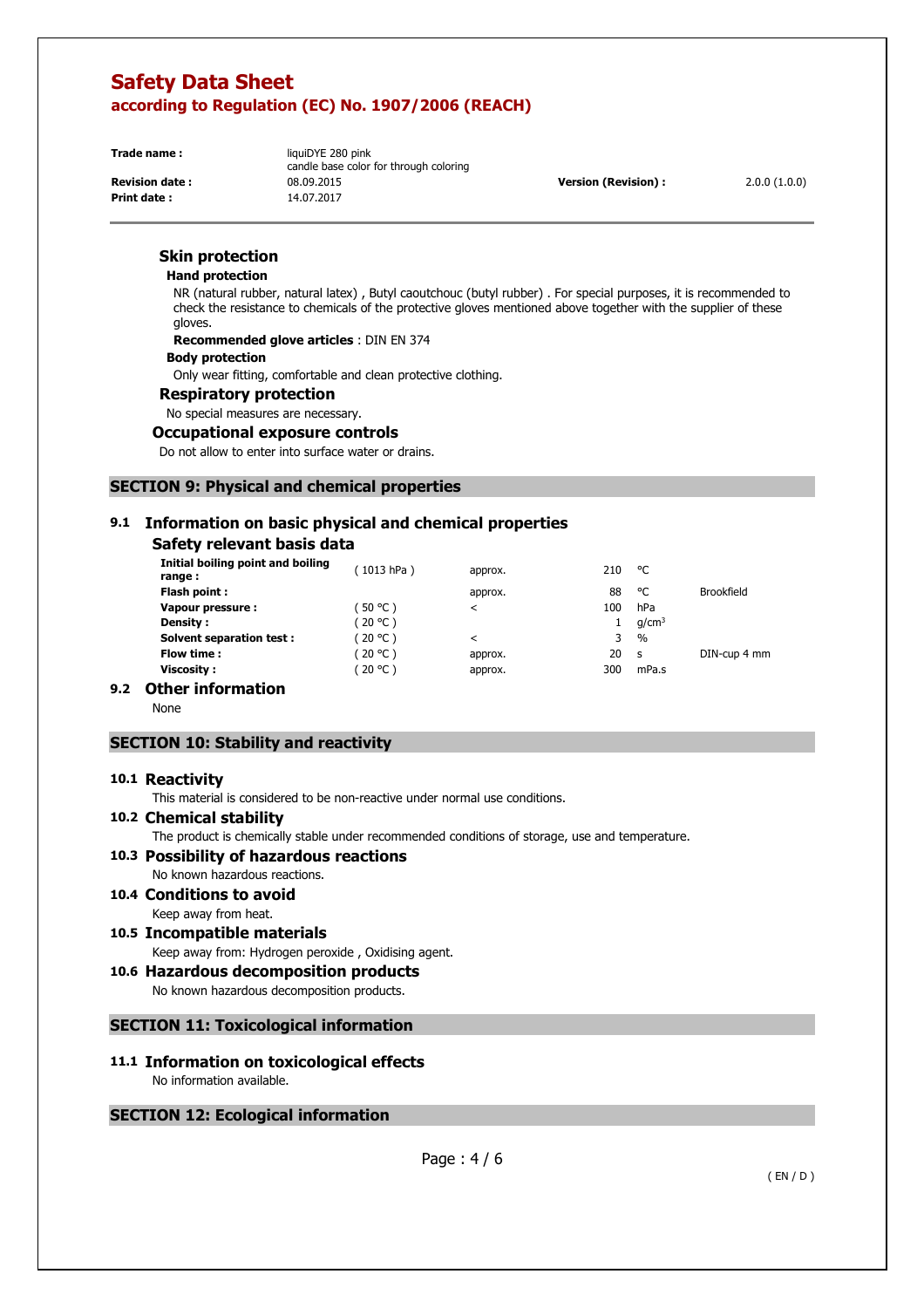### Skin protection

#### Hand protection

NR (natural rubber, natural latex) , Butyl caoutchouc (butyl rubber) . For special purposes, it is recommended to check the resistance to chemicals of the protective gloves mentioned above together with the supplier of these gloves.

**Recommended glove articles** : DIN EN 374

#### Body protection

Only wear fitting, comfortable and clean protective clothing.

### Respiratory protection

No special measures are necessary.

### Occupational exposure controls

Do not allow to enter into surface water or drains.

## SECTION 9: Physical and chemical properties

### 9.1 Information on basic physical and chemical properties

#### Safety relevant basis data

| | | | | | |
|---|---|---|---|---|---|
| **Initial boiling point and boiling range :** | ( 1013 hPa ) | approx. | 210 | °C | |
| **Flash point :** | | approx. | 88 | °C | Brookfield |
| **Vapour pressure :** | ( 50 °C ) | < | 100 | hPa | |
| **Density :** | ( 20 °C ) | | 1 | g/cm³ | |
| **Solvent separation test :** | ( 20 °C ) | < | 3 | % | |
| **Flow time :** | ( 20 °C ) | approx. | 20 | s | DIN-cup 4 mm |
| **Viscosity :** | ( 20 °C ) | approx. | 300 | mPa.s | |

### 9.2 Other information

None

## SECTION 10: Stability and reactivity

### 10.1 Reactivity

This material is considered to be non-reactive under normal use conditions.

### 10.2 Chemical stability

The product is chemically stable under recommended conditions of storage, use and temperature.

### 10.3 Possibility of hazardous reactions

No known hazardous reactions.

### 10.4 Conditions to avoid

Keep away from heat.

### 10.5 Incompatible materials

Keep away from: Hydrogen peroxide , Oxidising agent.

### 10.6 Hazardous decomposition products

No known hazardous decomposition products.

## SECTION 11: Toxicological information

### 11.1 Information on toxicological effects

No information available.

## SECTION 12: Ecological information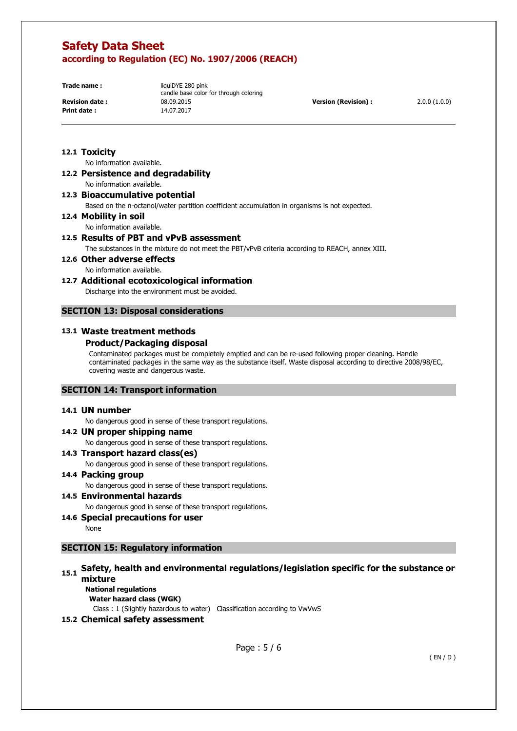### 12.1 Toxicity

No information available.

### 12.2 Persistence and degradability

No information available.

### 12.3 Bioaccumulative potential

Based on the n-octanol/water partition coefficient accumulation in organisms is not expected.

### 12.4 Mobility in soil

No information available.

### 12.5 Results of PBT and vPvB assessment

The substances in the mixture do not meet the PBT/vPvB criteria according to REACH, annex XIII.

### 12.6 Other adverse effects

No information available.

### 12.7 Additional ecotoxicological information

Discharge into the environment must be avoided.

## SECTION 13: Disposal considerations

### 13.1 Waste treatment methods

#### Product/Packaging disposal

Contaminated packages must be completely emptied and can be re-used following proper cleaning. Handle contaminated packages in the same way as the substance itself. Waste disposal according to directive 2008/98/EC, covering waste and dangerous waste.

## SECTION 14: Transport information

### 14.1 UN number

No dangerous good in sense of these transport regulations.

### 14.2 UN proper shipping name

No dangerous good in sense of these transport regulations.

### 14.3 Transport hazard class(es)

No dangerous good in sense of these transport regulations.

### 14.4 Packing group

No dangerous good in sense of these transport regulations.

### 14.5 Environmental hazards

No dangerous good in sense of these transport regulations.

### 14.6 Special precautions for user

None

## SECTION 15: Regulatory information

### 15.1 Safety, health and environmental regulations/legislation specific for the substance or mixture

**National regulations**

**Water hazard class (WGK)**

Class : 1 (Slightly hazardous to water) Classification according to VwVwS

### 15.2 Chemical safety assessment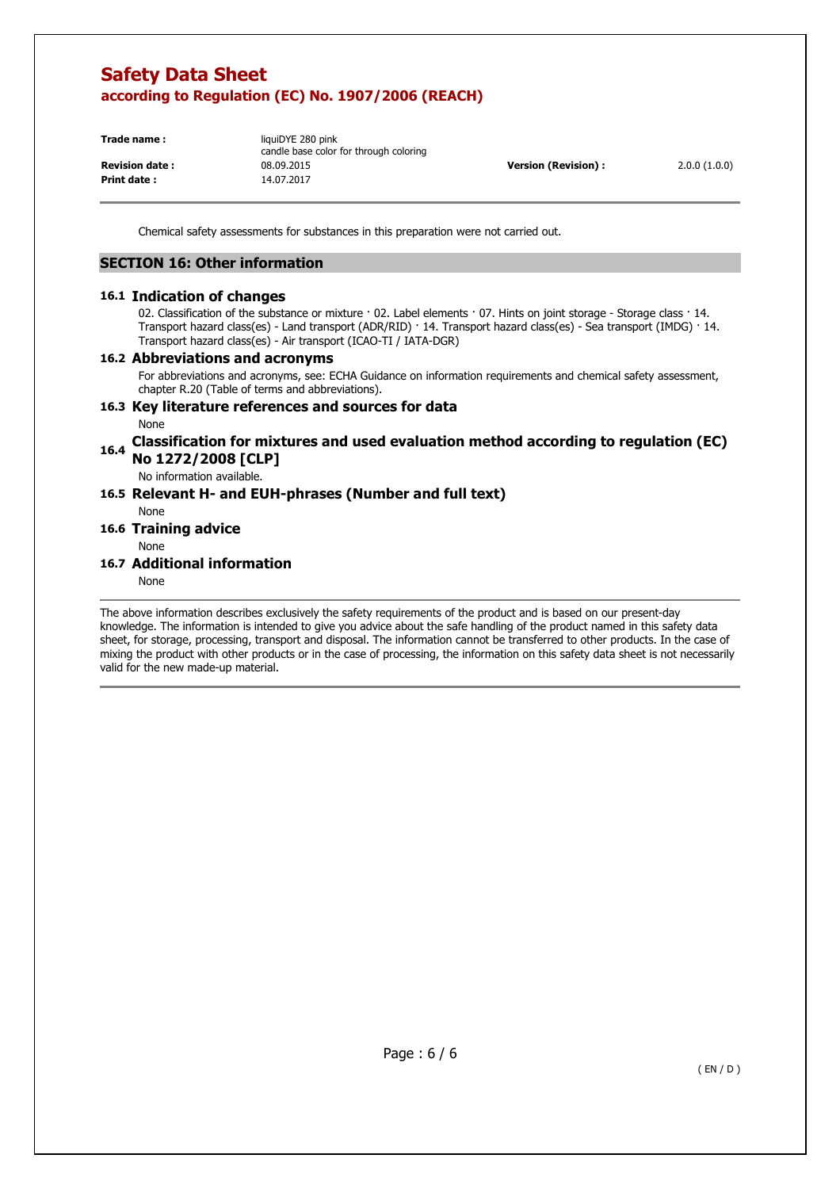Chemical safety assessments for substances in this preparation were not carried out.

## SECTION 16: Other information

### 16.1 Indication of changes

02. Classification of the substance or mixture · 02. Label elements · 07. Hints on joint storage - Storage class · 14. Transport hazard class(es) - Land transport (ADR/RID) · 14. Transport hazard class(es) - Sea transport (IMDG) · 14. Transport hazard class(es) - Air transport (ICAO-TI / IATA-DGR)

### 16.2 Abbreviations and acronyms

For abbreviations and acronyms, see: ECHA Guidance on information requirements and chemical safety assessment, chapter R.20 (Table of terms and abbreviations).

### 16.3 Key literature references and sources for data

None

### 16.4 Classification for mixtures and used evaluation method according to regulation (EC) No 1272/2008 [CLP]

No information available.

### 16.5 Relevant H- and EUH-phrases (Number and full text)

None

### 16.6 Training advice

None

### 16.7 Additional information

None

---

The above information describes exclusively the safety requirements of the product and is based on our present-day knowledge. The information is intended to give you advice about the safe handling of the product named in this safety data sheet, for storage, processing, transport and disposal. The information cannot be transferred to other products. In the case of mixing the product with other products or in the case of processing, the information on this safety data sheet is not necessarily valid for the new made-up material.